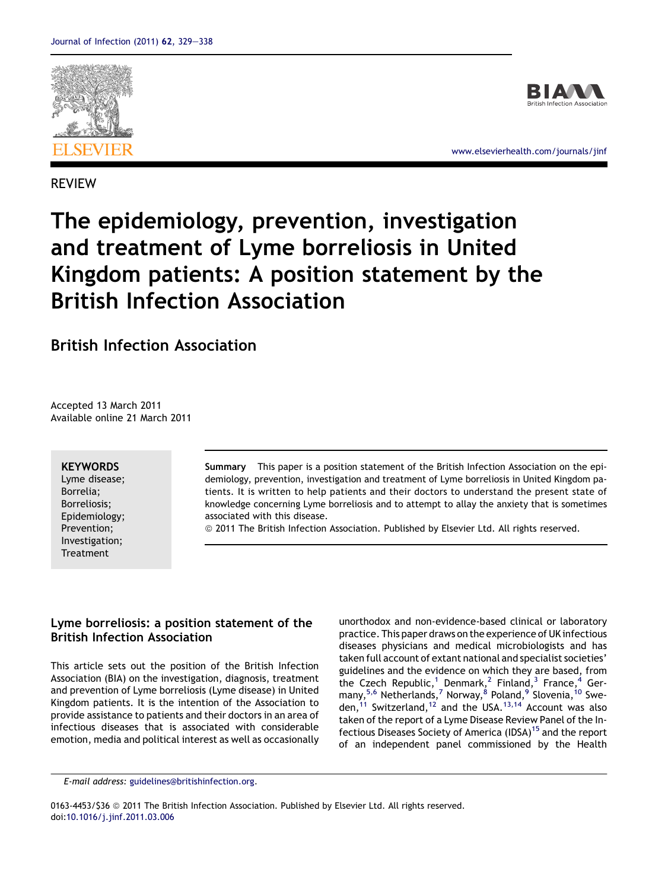REVIEW

# The epidemiology, prevention, investigation and treatment of Lyme borreliosis in United Kingdom patients: A position statement by the British Infection Association

## British Infection Association

Accepted 13 March 2011
Available online 21 March 2011

**KEYWORDS**
Lyme disease;
Borrelia;
Borreliosis;
Epidemiology;
Prevention;
Investigation;
Treatment

**Summary** This paper is a position statement of the British Infection Association on the epidemiology, prevention, investigation and treatment of Lyme borreliosis in United Kingdom patients. It is written to help patients and their doctors to understand the present state of knowledge concerning Lyme borreliosis and to attempt to allay the anxiety that is sometimes associated with this disease.

© 2011 The British Infection Association. Published by Elsevier Ltd. All rights reserved.

### Lyme borreliosis: a position statement of the British Infection Association

This article sets out the position of the British Infection Association (BIA) on the investigation, diagnosis, treatment and prevention of Lyme borreliosis (Lyme disease) in United Kingdom patients. It is the intention of the Association to provide assistance to patients and their doctors in an area of infectious diseases that is associated with considerable emotion, media and political interest as well as occasionally unorthodox and non-evidence-based clinical or laboratory practice. This paper draws on the experience of UK infectious diseases physicians and medical microbiologists and has taken full account of extant national and specialist societies' guidelines and the evidence on which they are based, from the Czech Republic,[1] Denmark,[2] Finland,[3] France,[4] Germany,[5,6] Netherlands,[7] Norway,[8] Poland,[9] Slovenia,[10] Sweden,[11] Switzerland,[12] and the USA.[13,14] Account was also taken of the report of a Lyme Disease Review Panel of the Infectious Diseases Society of America (IDSA)[15] and the report of an independent panel commissioned by the Health

E-mail address: guidelines@britishinfection.org.

0163-4453/$36 © 2011 The British Infection Association. Published by Elsevier Ltd. All rights reserved.
doi:10.1016/j.jinf.2011.03.006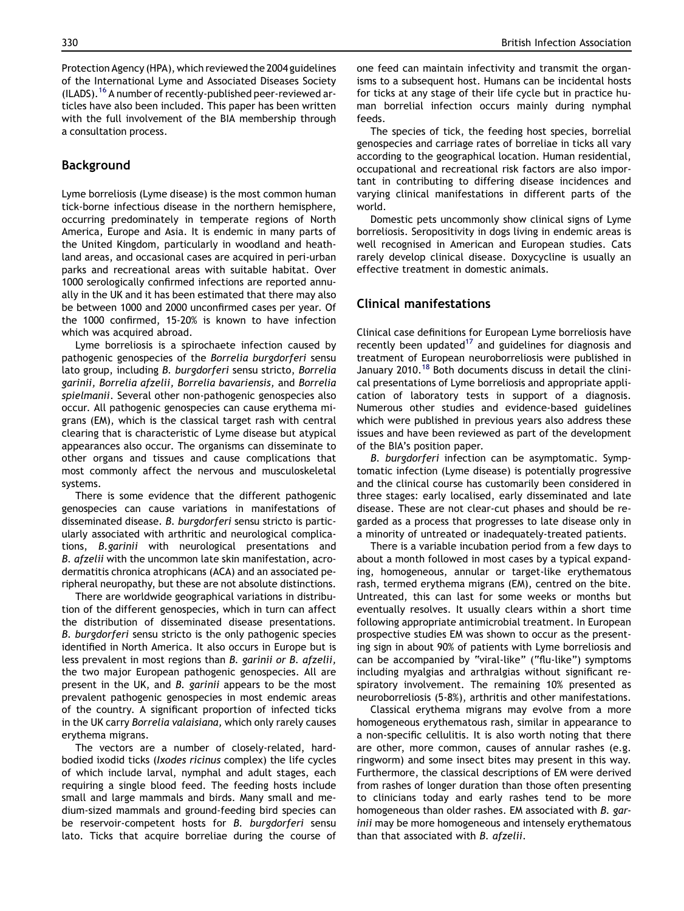Protection Agency (HPA), which reviewed the 2004 guidelines of the International Lyme and Associated Diseases Society (ILADS).[16] A number of recently-published peer-reviewed articles have also been included. This paper has been written with the full involvement of the BIA membership through a consultation process.

## Background

Lyme borreliosis (Lyme disease) is the most common human tick-borne infectious disease in the northern hemisphere, occurring predominately in temperate regions of North America, Europe and Asia. It is endemic in many parts of the United Kingdom, particularly in woodland and heathland areas, and occasional cases are acquired in peri-urban parks and recreational areas with suitable habitat. Over 1000 serologically confirmed infections are reported annually in the UK and it has been estimated that there may also be between 1000 and 2000 unconfirmed cases per year. Of the 1000 confirmed, 15-20% is known to have infection which was acquired abroad.

Lyme borreliosis is a spirochaete infection caused by pathogenic genospecies of the *Borrelia burgdorferi* sensu lato group, including *B. burgdorferi* sensu stricto, *Borrelia garinii, Borrelia afzelii, Borrelia bavariensis,* and *Borrelia spielmanii*. Several other non-pathogenic genospecies also occur. All pathogenic genospecies can cause erythema migrans (EM), which is the classical target rash with central clearing that is characteristic of Lyme disease but atypical appearances also occur. The organisms can disseminate to other organs and tissues and cause complications that most commonly affect the nervous and musculoskeletal systems.

There is some evidence that the different pathogenic genospecies can cause variations in manifestations of disseminated disease. *B. burgdorferi* sensu stricto is particularly associated with arthritic and neurological complications, *B.garinii* with neurological presentations and *B. afzelii* with the uncommon late skin manifestation, acrodermatitis chronica atrophicans (ACA) and an associated peripheral neuropathy, but these are not absolute distinctions.

There are worldwide geographical variations in distribution of the different genospecies, which in turn can affect the distribution of disseminated disease presentations. *B. burgdorferi* sensu stricto is the only pathogenic species identified in North America. It also occurs in Europe but is less prevalent in most regions than *B. garinii or B. afzelii*, the two major European pathogenic genospecies. All are present in the UK, and *B. garinii* appears to be the most prevalent pathogenic genospecies in most endemic areas of the country. A significant proportion of infected ticks in the UK carry *Borrelia valaisiana*, which only rarely causes erythema migrans.

The vectors are a number of closely-related, hard-bodied ixodid ticks (*Ixodes ricinus* complex) the life cycles of which include larval, nymphal and adult stages, each requiring a single blood feed. The feeding hosts include small and large mammals and birds. Many small and medium-sized mammals and ground-feeding bird species can be reservoir-competent hosts for *B. burgdorferi* sensu lato. Ticks that acquire borreliae during the course of one feed can maintain infectivity and transmit the organisms to a subsequent host. Humans can be incidental hosts for ticks at any stage of their life cycle but in practice human borrelial infection occurs mainly during nymphal feeds.

The species of tick, the feeding host species, borrelial genospecies and carriage rates of borreliae in ticks all vary according to the geographical location. Human residential, occupational and recreational risk factors are also important in contributing to differing disease incidences and varying clinical manifestations in different parts of the world.

Domestic pets uncommonly show clinical signs of Lyme borreliosis. Seropositivity in dogs living in endemic areas is well recognised in American and European studies. Cats rarely develop clinical disease. Doxycycline is usually an effective treatment in domestic animals.

## Clinical manifestations

Clinical case definitions for European Lyme borreliosis have recently been updated[17] and guidelines for diagnosis and treatment of European neuroborreliosis were published in January 2010.[18] Both documents discuss in detail the clinical presentations of Lyme borreliosis and appropriate application of laboratory tests in support of a diagnosis. Numerous other studies and evidence-based guidelines which were published in previous years also address these issues and have been reviewed as part of the development of the BIA's position paper.

*B. burgdorferi* infection can be asymptomatic. Symptomatic infection (Lyme disease) is potentially progressive and the clinical course has customarily been considered in three stages: early localised, early disseminated and late disease. These are not clear-cut phases and should be regarded as a process that progresses to late disease only in a minority of untreated or inadequately-treated patients.

There is a variable incubation period from a few days to about a month followed in most cases by a typical expanding, homogeneous, annular or target-like erythematous rash, termed erythema migrans (EM), centred on the bite. Untreated, this can last for some weeks or months but eventually resolves. It usually clears within a short time following appropriate antimicrobial treatment. In European prospective studies EM was shown to occur as the presenting sign in about 90% of patients with Lyme borreliosis and can be accompanied by "viral-like" ("flu-like") symptoms including myalgias and arthralgias without significant respiratory involvement. The remaining 10% presented as neuroborreliosis (5-8%), arthritis and other manifestations.

Classical erythema migrans may evolve from a more homogeneous erythematous rash, similar in appearance to a non-specific cellulitis. It is also worth noting that there are other, more common, causes of annular rashes (e.g. ringworm) and some insect bites may present in this way. Furthermore, the classical descriptions of EM were derived from rashes of longer duration than those often presenting to clinicians today and early rashes tend to be more homogeneous than older rashes. EM associated with *B. garinii* may be more homogeneous and intensely erythematous than that associated with *B. afzelii*.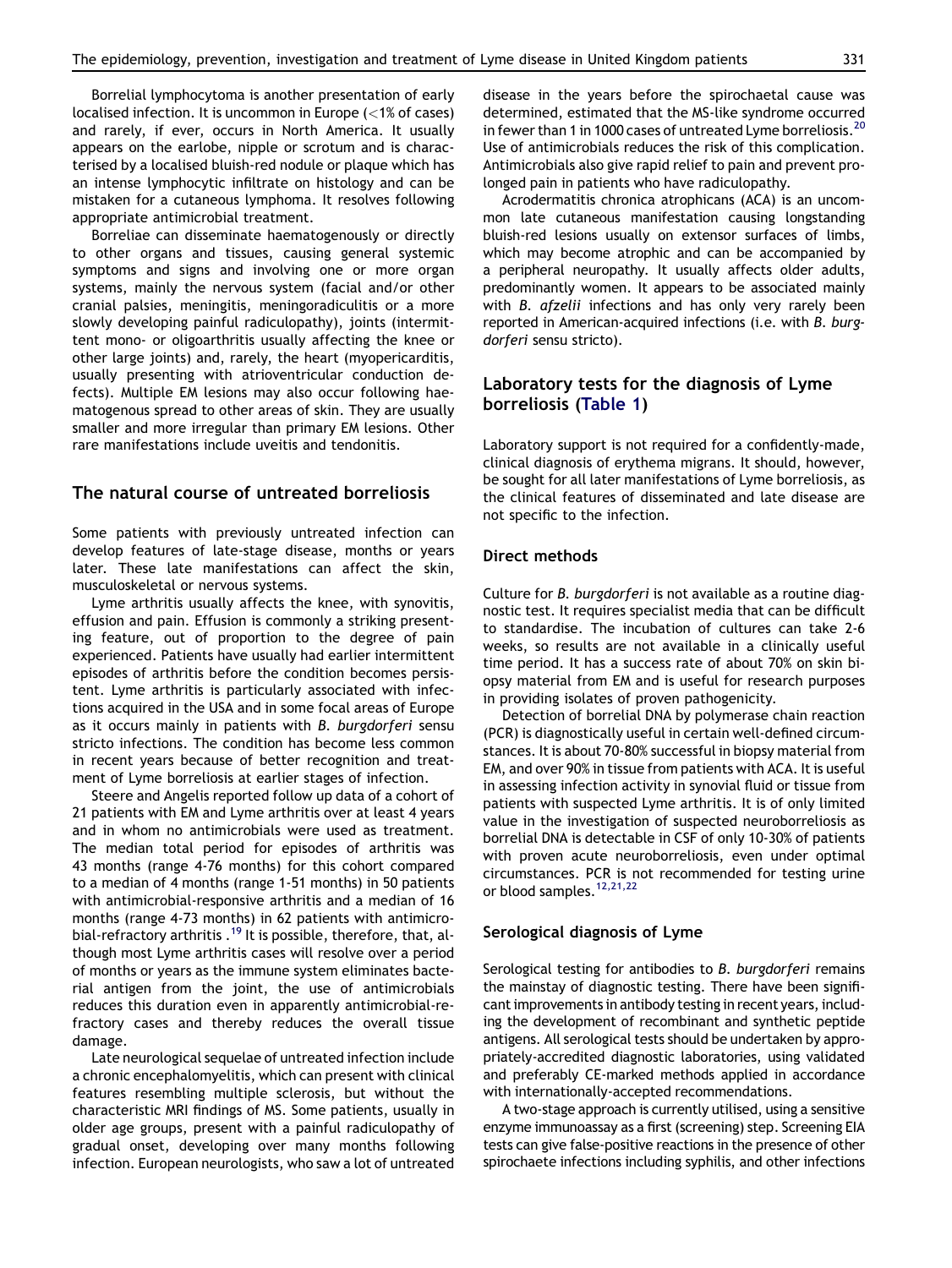Borrelial lymphocytoma is another presentation of early localised infection. It is uncommon in Europe (<1% of cases) and rarely, if ever, occurs in North America. It usually appears on the earlobe, nipple or scrotum and is characterised by a localised bluish-red nodule or plaque which has an intense lymphocytic infiltrate on histology and can be mistaken for a cutaneous lymphoma. It resolves following appropriate antimicrobial treatment.

Borreliae can disseminate haematogenously or directly to other organs and tissues, causing general systemic symptoms and signs and involving one or more organ systems, mainly the nervous system (facial and/or other cranial palsies, meningitis, meningoradiculitis or a more slowly developing painful radiculopathy), joints (intermittent mono- or oligoarthritis usually affecting the knee or other large joints) and, rarely, the heart (myopericarditis, usually presenting with atrioventricular conduction defects). Multiple EM lesions may also occur following haematogenous spread to other areas of skin. They are usually smaller and more irregular than primary EM lesions. Other rare manifestations include uveitis and tendonitis.

## The natural course of untreated borreliosis

Some patients with previously untreated infection can develop features of late-stage disease, months or years later. These late manifestations can affect the skin, musculoskeletal or nervous systems.

Lyme arthritis usually affects the knee, with synovitis, effusion and pain. Effusion is commonly a striking presenting feature, out of proportion to the degree of pain experienced. Patients have usually had earlier intermittent episodes of arthritis before the condition becomes persistent. Lyme arthritis is particularly associated with infections acquired in the USA and in some focal areas of Europe as it occurs mainly in patients with *B. burgdorferi* sensu stricto infections. The condition has become less common in recent years because of better recognition and treatment of Lyme borreliosis at earlier stages of infection.

Steere and Angelis reported follow up data of a cohort of 21 patients with EM and Lyme arthritis over at least 4 years and in whom no antimicrobials were used as treatment. The median total period for episodes of arthritis was 43 months (range 4-76 months) for this cohort compared to a median of 4 months (range 1-51 months) in 50 patients with antimicrobial-responsive arthritis and a median of 16 months (range 4-73 months) in 62 patients with antimicrobial-refractory arthritis .[19] It is possible, therefore, that, although most Lyme arthritis cases will resolve over a period of months or years as the immune system eliminates bacterial antigen from the joint, the use of antimicrobials reduces this duration even in apparently antimicrobial-refractory cases and thereby reduces the overall tissue damage.

Late neurological sequelae of untreated infection include a chronic encephalomyelitis, which can present with clinical features resembling multiple sclerosis, but without the characteristic MRI findings of MS. Some patients, usually in older age groups, present with a painful radiculopathy of gradual onset, developing over many months following infection. European neurologists, who saw a lot of untreated disease in the years before the spirochaetal cause was determined, estimated that the MS-like syndrome occurred in fewer than 1 in 1000 cases of untreated Lyme borreliosis.[20] Use of antimicrobials reduces the risk of this complication. Antimicrobials also give rapid relief to pain and prevent prolonged pain in patients who have radiculopathy.

Acrodermatitis chronica atrophicans (ACA) is an uncommon late cutaneous manifestation causing longstanding bluish-red lesions usually on extensor surfaces of limbs, which may become atrophic and can be accompanied by a peripheral neuropathy. It usually affects older adults, predominantly women. It appears to be associated mainly with *B. afzelii* infections and has only very rarely been reported in American-acquired infections (i.e. with *B. burgdorferi* sensu stricto).

## Laboratory tests for the diagnosis of Lyme borreliosis (Table 1)

Laboratory support is not required for a confidently-made, clinical diagnosis of erythema migrans. It should, however, be sought for all later manifestations of Lyme borreliosis, as the clinical features of disseminated and late disease are not specific to the infection.

### Direct methods

Culture for *B. burgdorferi* is not available as a routine diagnostic test. It requires specialist media that can be difficult to standardise. The incubation of cultures can take 2-6 weeks, so results are not available in a clinically useful time period. It has a success rate of about 70% on skin biopsy material from EM and is useful for research purposes in providing isolates of proven pathogenicity.

Detection of borrelial DNA by polymerase chain reaction (PCR) is diagnostically useful in certain well-defined circumstances. It is about 70-80% successful in biopsy material from EM, and over 90% in tissue from patients with ACA. It is useful in assessing infection activity in synovial fluid or tissue from patients with suspected Lyme arthritis. It is of only limited value in the investigation of suspected neuroborreliosis as borrelial DNA is detectable in CSF of only 10-30% of patients with proven acute neuroborreliosis, even under optimal circumstances. PCR is not recommended for testing urine or blood samples.[12,21,22]

### Serological diagnosis of Lyme

Serological testing for antibodies to *B. burgdorferi* remains the mainstay of diagnostic testing. There have been significant improvements in antibody testing in recent years, including the development of recombinant and synthetic peptide antigens. All serological tests should be undertaken by appropriately-accredited diagnostic laboratories, using validated and preferably CE-marked methods applied in accordance with internationally-accepted recommendations.

A two-stage approach is currently utilised, using a sensitive enzyme immunoassay as a first (screening) step. Screening EIA tests can give false-positive reactions in the presence of other spirochaete infections including syphilis, and other infections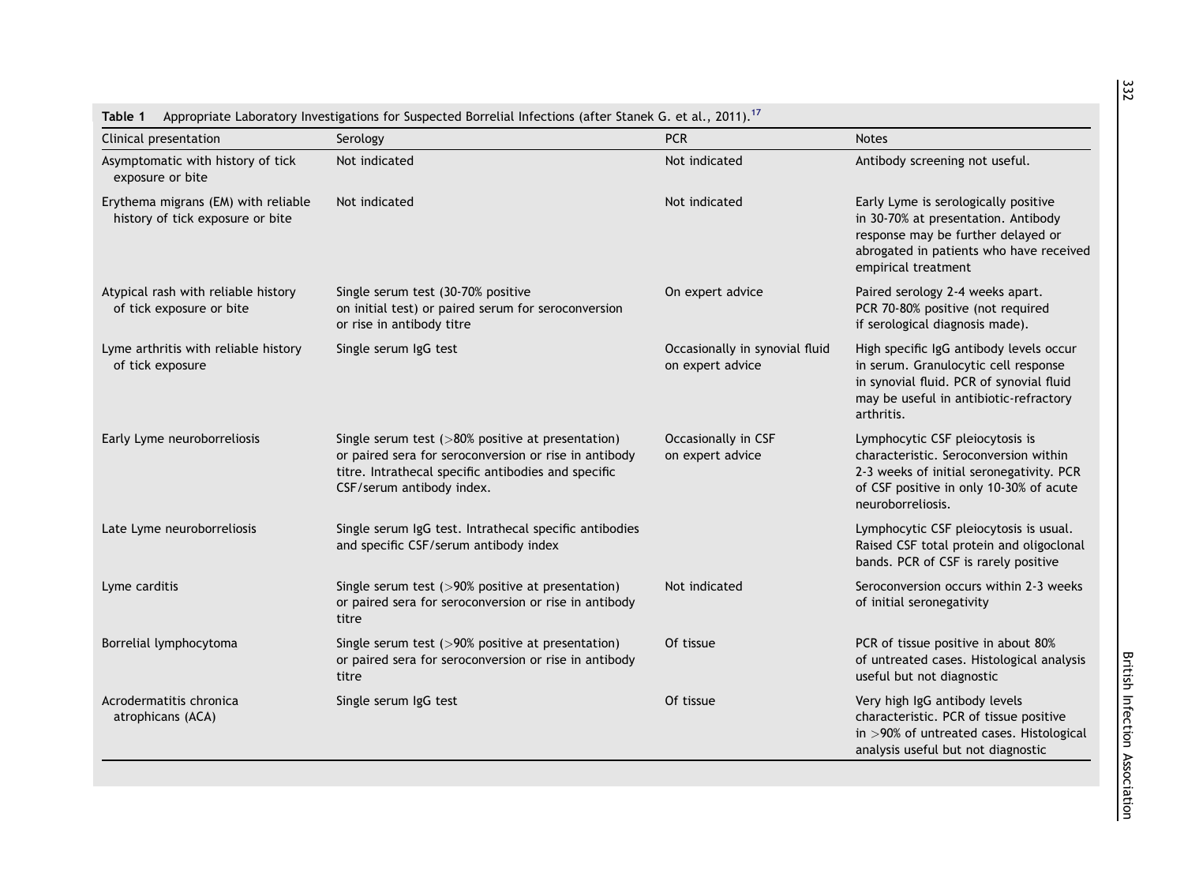**Table 1** Appropriate Laboratory Investigations for Suspected Borrelial Infections (after Stanek G. et al., 2011).[17]

| Clinical presentation | Serology | PCR | Notes |
|---|---|---|---|
| Asymptomatic with history of tick exposure or bite | Not indicated | Not indicated | Antibody screening not useful. |
| Erythema migrans (EM) with reliable history of tick exposure or bite | Not indicated | Not indicated | Early Lyme is serologically positive in 30-70% at presentation. Antibody response may be further delayed or abrogated in patients who have received empirical treatment |
| Atypical rash with reliable history of tick exposure or bite | Single serum test (30-70% positive on initial test) or paired serum for seroconversion or rise in antibody titre | On expert advice | Paired serology 2-4 weeks apart. PCR 70-80% positive (not required if serological diagnosis made). |
| Lyme arthritis with reliable history of tick exposure | Single serum IgG test | Occasionally in synovial fluid on expert advice | High specific IgG antibody levels occur in serum. Granulocytic cell response in synovial fluid. PCR of synovial fluid may be useful in antibiotic-refractory arthritis. |
| Early Lyme neuroborreliosis | Single serum test (>80% positive at presentation) or paired sera for seroconversion or rise in antibody titre. Intrathecal specific antibodies and specific CSF/serum antibody index. | Occasionally in CSF on expert advice | Lymphocytic CSF pleiocytosis is characteristic. Seroconversion within 2-3 weeks of initial seronegativity. PCR of CSF positive in only 10-30% of acute neuroborreliosis. |
| Late Lyme neuroborreliosis | Single serum IgG test. Intrathecal specific antibodies and specific CSF/serum antibody index | | Lymphocytic CSF pleiocytosis is usual. Raised CSF total protein and oligoclonal bands. PCR of CSF is rarely positive |
| Lyme carditis | Single serum test (>90% positive at presentation) or paired sera for seroconversion or rise in antibody titre | Not indicated | Seroconversion occurs within 2-3 weeks of initial seronegativity |
| Borrelial lymphocytoma | Single serum test (>90% positive at presentation) or paired sera for seroconversion or rise in antibody titre | Of tissue | PCR of tissue positive in about 80% of untreated cases. Histological analysis useful but not diagnostic |
| Acrodermatitis chronica atrophicans (ACA) | Single serum IgG test | Of tissue | Very high IgG antibody levels characteristic. PCR of tissue positive in >90% of untreated cases. Histological analysis useful but not diagnostic |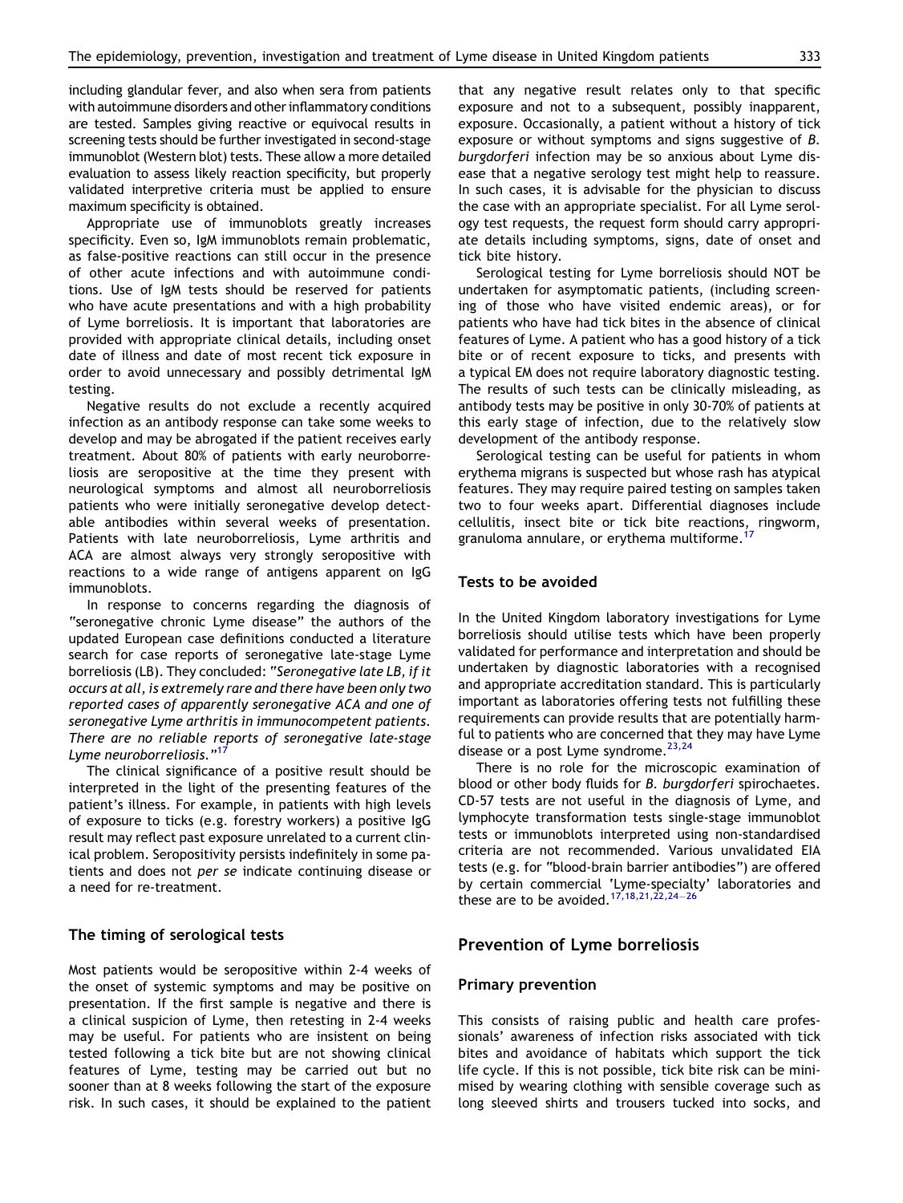including glandular fever, and also when sera from patients with autoimmune disorders and other inflammatory conditions are tested. Samples giving reactive or equivocal results in screening tests should be further investigated in second-stage immunoblot (Western blot) tests. These allow a more detailed evaluation to assess likely reaction specificity, but properly validated interpretive criteria must be applied to ensure maximum specificity is obtained.

Appropriate use of immunoblots greatly increases specificity. Even so, IgM immunoblots remain problematic, as false-positive reactions can still occur in the presence of other acute infections and with autoimmune conditions. Use of IgM tests should be reserved for patients who have acute presentations and with a high probability of Lyme borreliosis. It is important that laboratories are provided with appropriate clinical details, including onset date of illness and date of most recent tick exposure in order to avoid unnecessary and possibly detrimental IgM testing.

Negative results do not exclude a recently acquired infection as an antibody response can take some weeks to develop and may be abrogated if the patient receives early treatment. About 80% of patients with early neuroborreliosis are seropositive at the time they present with neurological symptoms and almost all neuroborreliosis patients who were initially seronegative develop detectable antibodies within several weeks of presentation. Patients with late neuroborreliosis, Lyme arthritis and ACA are almost always very strongly seropositive with reactions to a wide range of antigens apparent on IgG immunoblots.

In response to concerns regarding the diagnosis of "seronegative chronic Lyme disease" the authors of the updated European case definitions conducted a literature search for case reports of seronegative late-stage Lyme borreliosis (LB). They concluded: *"Seronegative late LB, if it occurs at all, is extremely rare and there have been only two reported cases of apparently seronegative ACA and one of seronegative Lyme arthritis in immunocompetent patients. There are no reliable reports of seronegative late-stage Lyme neuroborreliosis."*[17]

The clinical significance of a positive result should be interpreted in the light of the presenting features of the patient's illness. For example, in patients with high levels of exposure to ticks (e.g. forestry workers) a positive IgG result may reflect past exposure unrelated to a current clinical problem. Seropositivity persists indefinitely in some patients and does not *per se* indicate continuing disease or a need for re-treatment.

### The timing of serological tests

Most patients would be seropositive within 2-4 weeks of the onset of systemic symptoms and may be positive on presentation. If the first sample is negative and there is a clinical suspicion of Lyme, then retesting in 2-4 weeks may be useful. For patients who are insistent on being tested following a tick bite but are not showing clinical features of Lyme, testing may be carried out but no sooner than at 8 weeks following the start of the exposure risk. In such cases, it should be explained to the patient that any negative result relates only to that specific exposure and not to a subsequent, possibly inapparent, exposure. Occasionally, a patient without a history of tick exposure or without symptoms and signs suggestive of *B. burgdorferi* infection may be so anxious about Lyme disease that a negative serology test might help to reassure. In such cases, it is advisable for the physician to discuss the case with an appropriate specialist. For all Lyme serology test requests, the request form should carry appropriate details including symptoms, signs, date of onset and tick bite history.

Serological testing for Lyme borreliosis should NOT be undertaken for asymptomatic patients, (including screening of those who have visited endemic areas), or for patients who have had tick bites in the absence of clinical features of Lyme. A patient who has a good history of a tick bite or of recent exposure to ticks, and presents with a typical EM does not require laboratory diagnostic testing. The results of such tests can be clinically misleading, as antibody tests may be positive in only 30-70% of patients at this early stage of infection, due to the relatively slow development of the antibody response.

Serological testing can be useful for patients in whom erythema migrans is suspected but whose rash has atypical features. They may require paired testing on samples taken two to four weeks apart. Differential diagnoses include cellulitis, insect bite or tick bite reactions, ringworm, granuloma annulare, or erythema multiforme.[17]

### Tests to be avoided

In the United Kingdom laboratory investigations for Lyme borreliosis should utilise tests which have been properly validated for performance and interpretation and should be undertaken by diagnostic laboratories with a recognised and appropriate accreditation standard. This is particularly important as laboratories offering tests not fulfilling these requirements can provide results that are potentially harmful to patients who are concerned that they may have Lyme disease or a post Lyme syndrome.[23,24]

There is no role for the microscopic examination of blood or other body fluids for *B. burgdorferi* spirochaetes. CD-57 tests are not useful in the diagnosis of Lyme, and lymphocyte transformation tests single-stage immunoblot tests or immunoblots interpreted using non-standardised criteria are not recommended. Various unvalidated EIA tests (e.g. for "blood-brain barrier antibodies") are offered by certain commercial 'Lyme-specialty' laboratories and these are to be avoided.[17,18,21,22,24–26]

## Prevention of Lyme borreliosis

### Primary prevention

This consists of raising public and health care professionals' awareness of infection risks associated with tick bites and avoidance of habitats which support the tick life cycle. If this is not possible, tick bite risk can be minimised by wearing clothing with sensible coverage such as long sleeved shirts and trousers tucked into socks, and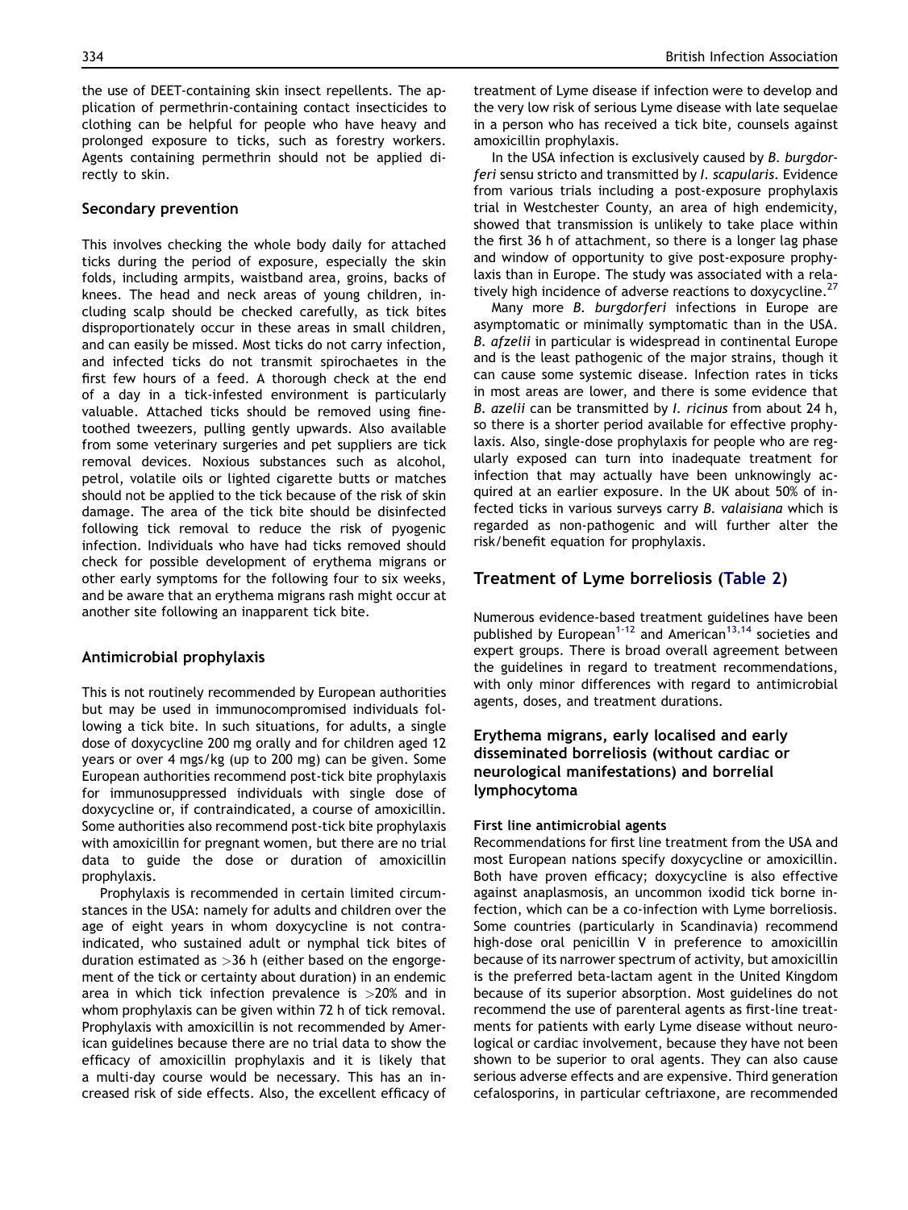the use of DEET-containing skin insect repellents. The application of permethrin-containing contact insecticides to clothing can be helpful for people who have heavy and prolonged exposure to ticks, such as forestry workers. Agents containing permethrin should not be applied directly to skin.

### Secondary prevention

This involves checking the whole body daily for attached ticks during the period of exposure, especially the skin folds, including armpits, waistband area, groins, backs of knees. The head and neck areas of young children, including scalp should be checked carefully, as tick bites disproportionately occur in these areas in small children, and can easily be missed. Most ticks do not carry infection, and infected ticks do not transmit spirochaetes in the first few hours of a feed. A thorough check at the end of a day in a tick-infested environment is particularly valuable. Attached ticks should be removed using fine-toothed tweezers, pulling gently upwards. Also available from some veterinary surgeries and pet suppliers are tick removal devices. Noxious substances such as alcohol, petrol, volatile oils or lighted cigarette butts or matches should not be applied to the tick because of the risk of skin damage. The area of the tick bite should be disinfected following tick removal to reduce the risk of pyogenic infection. Individuals who have had ticks removed should check for possible development of erythema migrans or other early symptoms for the following four to six weeks, and be aware that an erythema migrans rash might occur at another site following an inapparent tick bite.

### Antimicrobial prophylaxis

This is not routinely recommended by European authorities but may be used in immunocompromised individuals following a tick bite. In such situations, for adults, a single dose of doxycycline 200 mg orally and for children aged 12 years or over 4 mgs/kg (up to 200 mg) can be given. Some European authorities recommend post-tick bite prophylaxis for immunosuppressed individuals with single dose of doxycycline or, if contraindicated, a course of amoxicillin. Some authorities also recommend post-tick bite prophylaxis with amoxicillin for pregnant women, but there are no trial data to guide the dose or duration of amoxicillin prophylaxis.

Prophylaxis is recommended in certain limited circumstances in the USA: namely for adults and children over the age of eight years in whom doxycycline is not contraindicated, who sustained adult or nymphal tick bites of duration estimated as >36 h (either based on the engorgement of the tick or certainty about duration) in an endemic area in which tick infection prevalence is >20% and in whom prophylaxis can be given within 72 h of tick removal. Prophylaxis with amoxicillin is not recommended by American guidelines because there are no trial data to show the efficacy of amoxicillin prophylaxis and it is likely that a multi-day course would be necessary. This has an increased risk of side effects. Also, the excellent efficacy of treatment of Lyme disease if infection were to develop and the very low risk of serious Lyme disease with late sequelae in a person who has received a tick bite, counsels against amoxicillin prophylaxis.

In the USA infection is exclusively caused by *B. burgdorferi* sensu stricto and transmitted by *I. scapularis*. Evidence from various trials including a post-exposure prophylaxis trial in Westchester County, an area of high endemicity, showed that transmission is unlikely to take place within the first 36 h of attachment, so there is a longer lag phase and window of opportunity to give post-exposure prophylaxis than in Europe. The study was associated with a relatively high incidence of adverse reactions to doxycycline.[27]

Many more *B. burgdorferi* infections in Europe are asymptomatic or minimally symptomatic than in the USA. *B. afzelii* in particular is widespread in continental Europe and is the least pathogenic of the major strains, though it can cause some systemic disease. Infection rates in ticks in most areas are lower, and there is some evidence that *B. azelii* can be transmitted by *I. ricinus* from about 24 h, so there is a shorter period available for effective prophylaxis. Also, single-dose prophylaxis for people who are regularly exposed can turn into inadequate treatment for infection that may actually have been unknowingly acquired at an earlier exposure. In the UK about 50% of infected ticks in various surveys carry *B. valaisiana* which is regarded as non-pathogenic and will further alter the risk/benefit equation for prophylaxis.

## Treatment of Lyme borreliosis (Table 2)

Numerous evidence-based treatment guidelines have been published by European[1-12] and American[13,14] societies and expert groups. There is broad overall agreement between the guidelines in regard to treatment recommendations, with only minor differences with regard to antimicrobial agents, doses, and treatment durations.

### Erythema migrans, early localised and early disseminated borreliosis (without cardiac or neurological manifestations) and borrelial lymphocytoma

#### First line antimicrobial agents

Recommendations for first line treatment from the USA and most European nations specify doxycycline or amoxicillin. Both have proven efficacy; doxycycline is also effective against anaplasmosis, an uncommon ixodid tick borne infection, which can be a co-infection with Lyme borreliosis. Some countries (particularly in Scandinavia) recommend high-dose oral penicillin V in preference to amoxicillin because of its narrower spectrum of activity, but amoxicillin is the preferred beta-lactam agent in the United Kingdom because of its superior absorption. Most guidelines do not recommend the use of parenteral agents as first-line treatments for patients with early Lyme disease without neurological or cardiac involvement, because they have not been shown to be superior to oral agents. They can also cause serious adverse effects and are expensive. Third generation cefalosporins, in particular ceftriaxone, are recommended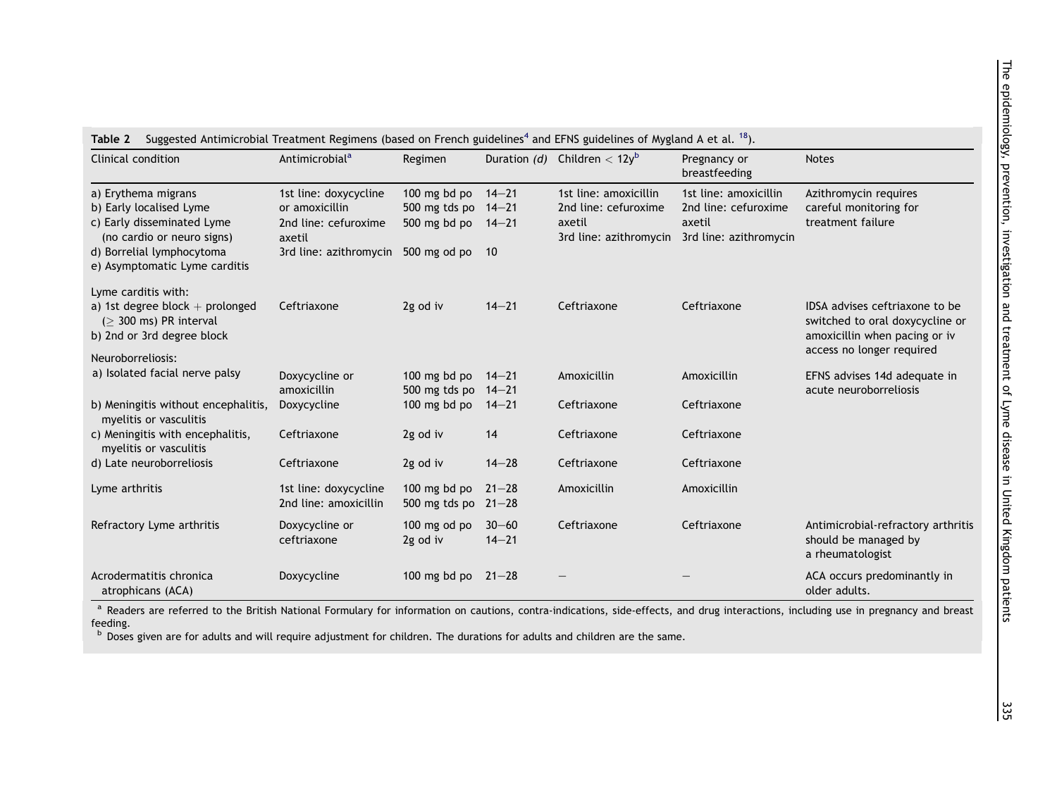**Table 2** Suggested Antimicrobial Treatment Regimens (based on French guidelines[4] and EFNS guidelines of Mygland A et al. [18]).

| Clinical condition | Antimicrobial[a] | Regimen | Duration *(d)* | Children < 12y[b] | Pregnancy or breastfeeding | Notes |
|---|---|---|---|---|---|---|
| a) Erythema migrans<br>b) Early localised Lyme<br>c) Early disseminated Lyme (no cardio or neuro signs)<br>d) Borrelial lymphocytoma<br>e) Asymptomatic Lyme carditis | 1st line: doxycycline<br>or amoxicillin<br>2nd line: cefuroxime axetil<br>3rd line: azithromycin | 100 mg bd po<br>500 mg tds po<br>500 mg bd po<br>500 mg od po | 14–21<br>14–21<br>14–21<br>10 | 1st line: amoxicillin<br>2nd line: cefuroxime axetil<br>3rd line: azithromycin | 1st line: amoxicillin<br>2nd line: cefuroxime axetil<br>3rd line: azithromycin | Azithromycin requires careful monitoring for treatment failure |
| Lyme carditis with:<br>a) 1st degree block + prolonged (≥ 300 ms) PR interval<br>b) 2nd or 3rd degree block | Ceftriaxone | 2g od iv | 14–21 | Ceftriaxone | Ceftriaxone | IDSA advises ceftriaxone to be switched to oral doxycycline or amoxicillin when pacing or iv access no longer required |
| Neuroborreliosis:<br>a) Isolated facial nerve palsy | Doxycycline or<br>amoxicillin | 100 mg bd po<br>500 mg tds po | 14–21<br>14–21 | Amoxicillin | Amoxicillin | EFNS advises 14d adequate in acute neuroborreliosis |
| b) Meningitis without encephalitis, myelitis or vasculitis | Doxycycline | 100 mg bd po | 14–21 | Ceftriaxone | Ceftriaxone | |
| c) Meningitis with encephalitis, myelitis or vasculitis | Ceftriaxone | 2g od iv | 14 | Ceftriaxone | Ceftriaxone | |
| d) Late neuroborreliosis | Ceftriaxone | 2g od iv | 14–28 | Ceftriaxone | Ceftriaxone | |
| Lyme arthritis | 1st line: doxycycline<br>2nd line: amoxicillin | 100 mg bd po<br>500 mg tds po | 21–28<br>21–28 | Amoxicillin | Amoxicillin | |
| Refractory Lyme arthritis | Doxycycline or<br>ceftriaxone | 100 mg od po<br>2g od iv | 30–60<br>14–21 | Ceftriaxone | Ceftriaxone | Antimicrobial-refractory arthritis should be managed by a rheumatologist |
| Acrodermatitis chronica atrophicans (ACA) | Doxycycline | 100 mg bd po | 21–28 | – | – | ACA occurs predominantly in older adults. |

[a] Readers are referred to the British National Formulary for information on cautions, contra-indications, side-effects, and drug interactions, including use in pregnancy and breast feeding.
[b] Doses given are for adults and will require adjustment for children. The durations for adults and children are the same.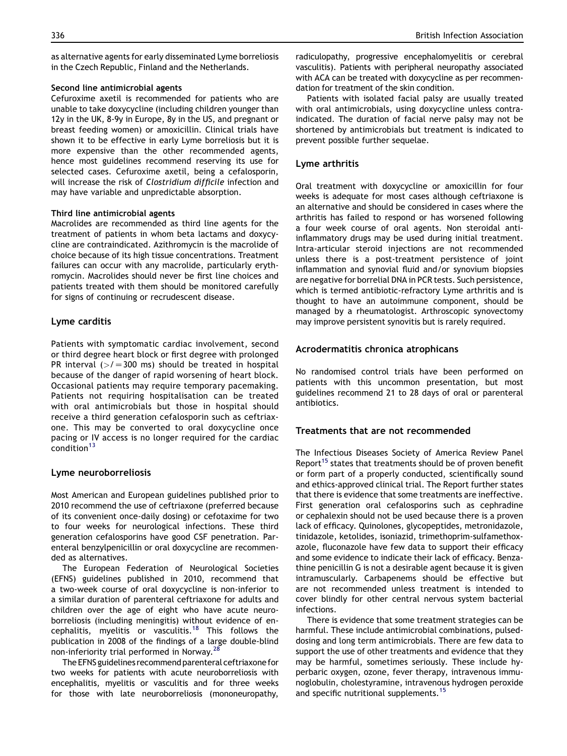as alternative agents for early disseminated Lyme borreliosis in the Czech Republic, Finland and the Netherlands.

#### Second line antimicrobial agents

Cefuroxime axetil is recommended for patients who are unable to take doxycycline (including children younger than 12y in the UK, 8-9y in Europe, 8y in the US, and pregnant or breast feeding women) or amoxicillin. Clinical trials have shown it to be effective in early Lyme borreliosis but it is more expensive than the other recommended agents, hence most guidelines recommend reserving its use for selected cases. Cefuroxime axetil, being a cefalosporin, will increase the risk of *Clostridium difficile* infection and may have variable and unpredictable absorption.

#### Third line antimicrobial agents

Macrolides are recommended as third line agents for the treatment of patients in whom beta lactams and doxycycline are contraindicated. Azithromycin is the macrolide of choice because of its high tissue concentrations. Treatment failures can occur with any macrolide, particularly erythromycin. Macrolides should never be first line choices and patients treated with them should be monitored carefully for signs of continuing or recrudescent disease.

## Lyme carditis

Patients with symptomatic cardiac involvement, second or third degree heart block or first degree with prolonged PR interval (>/=300 ms) should be treated in hospital because of the danger of rapid worsening of heart block. Occasional patients may require temporary pacemaking. Patients not requiring hospitalisation can be treated with oral antimicrobials but those in hospital should receive a third generation cefalosporin such as ceftriaxone. This may be converted to oral doxycycline once pacing or IV access is no longer required for the cardiac condition[13]

## Lyme neuroborreliosis

Most American and European guidelines published prior to 2010 recommend the use of ceftriaxone (preferred because of its convenient once-daily dosing) or cefotaxime for two to four weeks for neurological infections. These third generation cefalosporins have good CSF penetration. Parenteral benzylpenicillin or oral doxycycline are recommended as alternatives.

The European Federation of Neurological Societies (EFNS) guidelines published in 2010, recommend that a two-week course of oral doxycycline is non-inferior to a similar duration of parenteral ceftriaxone for adults and children over the age of eight who have acute neuroborreliosis (including meningitis) without evidence of encephalitis, myelitis or vasculitis.[18] This follows the publication in 2008 of the findings of a large double-blind non-inferiority trial performed in Norway.[28]

The EFNS guidelines recommend parenteral ceftriaxone for two weeks for patients with acute neuroborreliosis with encephalitis, myelitis or vasculitis and for three weeks for those with late neuroborreliosis (mononeuropathy, radiculopathy, progressive encephalomyelitis or cerebral vasculitis). Patients with peripheral neuropathy associated with ACA can be treated with doxycycline as per recommendation for treatment of the skin condition.

Patients with isolated facial palsy are usually treated with oral antimicrobials, using doxycycline unless contraindicated. The duration of facial nerve palsy may not be shortened by antimicrobials but treatment is indicated to prevent possible further sequelae.

## Lyme arthritis

Oral treatment with doxycycline or amoxicillin for four weeks is adequate for most cases although ceftriaxone is an alternative and should be considered in cases where the arthritis has failed to respond or has worsened following a four week course of oral agents. Non steroidal anti-inflammatory drugs may be used during initial treatment. Intra-articular steroid injections are not recommended unless there is a post-treatment persistence of joint inflammation and synovial fluid and/or synovium biopsies are negative for borrelial DNA in PCR tests. Such persistence, which is termed antibiotic-refractory Lyme arthritis and is thought to have an autoimmune component, should be managed by a rheumatologist. Arthroscopic synovectomy may improve persistent synovitis but is rarely required.

## Acrodermatitis chronica atrophicans

No randomised control trials have been performed on patients with this uncommon presentation, but most guidelines recommend 21 to 28 days of oral or parenteral antibiotics.

## Treatments that are not recommended

The Infectious Diseases Society of America Review Panel Report[15] states that treatments should be of proven benefit or form part of a properly conducted, scientifically sound and ethics-approved clinical trial. The Report further states that there is evidence that some treatments are ineffective. First generation oral cefalosporins such as cephradine or cephalexin should not be used because there is a proven lack of efficacy. Quinolones, glycopeptides, metronidazole, tinidazole, ketolides, isoniazid, trimethoprim-sulfamethoxazole, fluconazole have few data to support their efficacy and some evidence to indicate their lack of efficacy. Benzathine penicillin G is not a desirable agent because it is given intramuscularly. Carbapenems should be effective but are not recommended unless treatment is intended to cover blindly for other central nervous system bacterial infections.

There is evidence that some treatment strategies can be harmful. These include antimicrobial combinations, pulsed-dosing and long term antimicrobials. There are few data to support the use of other treatments and evidence that they may be harmful, sometimes seriously. These include hyperbaric oxygen, ozone, fever therapy, intravenous immunoglobulin, cholestyramine, intravenous hydrogen peroxide and specific nutritional supplements.[15]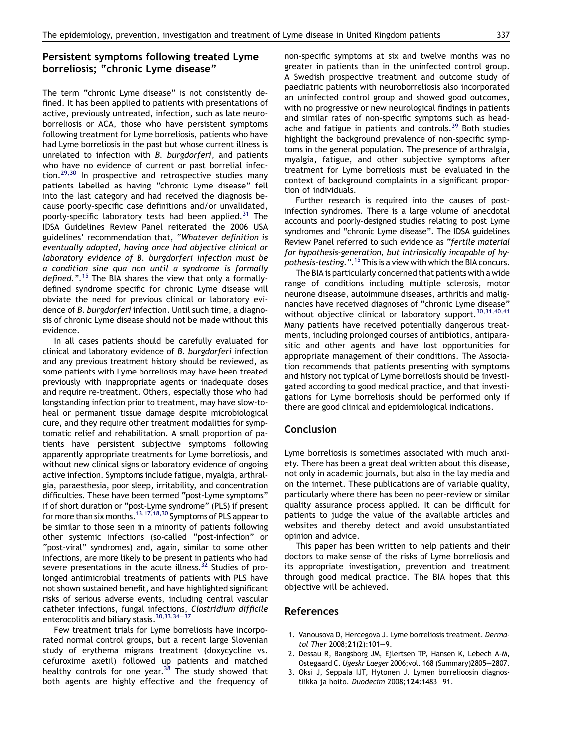## Persistent symptoms following treated Lyme borreliosis; "chronic Lyme disease"

The term "chronic Lyme disease" is not consistently defined. It has been applied to patients with presentations of active, previously untreated, infection, such as late neuroborreliosis or ACA, those who have persistent symptoms following treatment for Lyme borreliosis, patients who have had Lyme borreliosis in the past but whose current illness is unrelated to infection with *B. burgdorferi*, and patients who have no evidence of current or past borrelial infection.[29,30] In prospective and retrospective studies many patients labelled as having "chronic Lyme disease" fell into the last category and had received the diagnosis because poorly-specific case definitions and/or unvalidated, poorly-specific laboratory tests had been applied.[31] The IDSA Guidelines Review Panel reiterated the 2006 USA guidelines' recommendation that, "*Whatever definition is eventually adopted, having once had objective clinical or laboratory evidence of B. burgdorferi infection must be a condition sine qua non until a syndrome is formally defined.*".[15] The BIA shares the view that only a formally-defined syndrome specific for chronic Lyme disease will obviate the need for previous clinical or laboratory evidence of *B. burgdorferi* infection. Until such time, a diagnosis of chronic Lyme disease should not be made without this evidence.

In all cases patients should be carefully evaluated for clinical and laboratory evidence of *B. burgdorferi* infection and any previous treatment history should be reviewed, as some patients with Lyme borreliosis may have been treated previously with inappropriate agents or inadequate doses and require re-treatment. Others, especially those who had longstanding infection prior to treatment, may have slow-to-heal or permanent tissue damage despite microbiological cure, and they require other treatment modalities for symptomatic relief and rehabilitation. A small proportion of patients have persistent subjective symptoms following apparently appropriate treatments for Lyme borreliosis, and without new clinical signs or laboratory evidence of ongoing active infection. Symptoms include fatigue, myalgia, arthralgia, paraesthesia, poor sleep, irritability, and concentration difficulties. These have been termed "post-Lyme symptoms" if of short duration or "post-Lyme syndrome" (PLS) if present for more than six months.[13,17,18,30] Symptoms of PLS appear to be similar to those seen in a minority of patients following other systemic infections (so-called "post-infection" or "post-viral" syndromes) and, again, similar to some other infections, are more likely to be present in patients who had severe presentations in the acute illness.[32] Studies of prolonged antimicrobial treatments of patients with PLS have not shown sustained benefit, and have highlighted significant risks of serious adverse events, including central vascular catheter infections, fungal infections, *Clostridium difficile* enterocolitis and biliary stasis.[30,33,34–37]

Few treatment trials for Lyme borreliosis have incorporated normal control groups, but a recent large Slovenian study of erythema migrans treatment (doxycycline vs. cefuroxime axetil) followed up patients and matched healthy controls for one year.[38] The study showed that both agents are highly effective and the frequency of non-specific symptoms at six and twelve months was no greater in patients than in the uninfected control group. A Swedish prospective treatment and outcome study of paediatric patients with neuroborreliosis also incorporated an uninfected control group and showed good outcomes, with no progressive or new neurological findings in patients and similar rates of non-specific symptoms such as headache and fatigue in patients and controls.[39] Both studies highlight the background prevalence of non-specific symptoms in the general population. The presence of arthralgia, myalgia, fatigue, and other subjective symptoms after treatment for Lyme borreliosis must be evaluated in the context of background complaints in a significant proportion of individuals.

Further research is required into the causes of post-infection syndromes. There is a large volume of anecdotal accounts and poorly-designed studies relating to post Lyme syndromes and "chronic Lyme disease". The IDSA guidelines Review Panel referred to such evidence as "*fertile material for hypothesis-generation, but intrinsically incapable of hypothesis-testing.*".[15] This is a view with which the BIA concurs.

The BIA is particularly concerned that patients with a wide range of conditions including multiple sclerosis, motor neurone disease, autoimmune diseases, arthritis and malignancies have received diagnoses of "chronic Lyme disease" without objective clinical or laboratory support.[30,31,40,41] Many patients have received potentially dangerous treatments, including prolonged courses of antibiotics, antiparasitic and other agents and have lost opportunities for appropriate management of their conditions. The Association recommends that patients presenting with symptoms and history not typical of Lyme borreliosis should be investigated according to good medical practice, and that investigations for Lyme borreliosis should be performed only if there are good clinical and epidemiological indications.

## Conclusion

Lyme borreliosis is sometimes associated with much anxiety. There has been a great deal written about this disease, not only in academic journals, but also in the lay media and on the internet. These publications are of variable quality, particularly where there has been no peer-review or similar quality assurance process applied. It can be difficult for patients to judge the value of the available articles and websites and thereby detect and avoid unsubstantiated opinion and advice.

This paper has been written to help patients and their doctors to make sense of the risks of Lyme borreliosis and its appropriate investigation, prevention and treatment through good medical practice. The BIA hopes that this objective will be achieved.

## References

1. Vanousova D, Hercegova J. Lyme borreliosis treatment. *Dermatol Ther* 2008;**21**(2):101–9.
2. Dessau R, Bangsborg JM, Ejlertsen TP, Hansen K, Lebech A-M, Ostegaard C. *Ugeskr Laeger* 2006;vol. 168 (Summary)2805–2807.
3. Oksi J, Seppala IJT, Hytonen J. Lymen borrelioosin diagnostiikka ja hoito. *Duodecim* 2008;**124**:1483–91.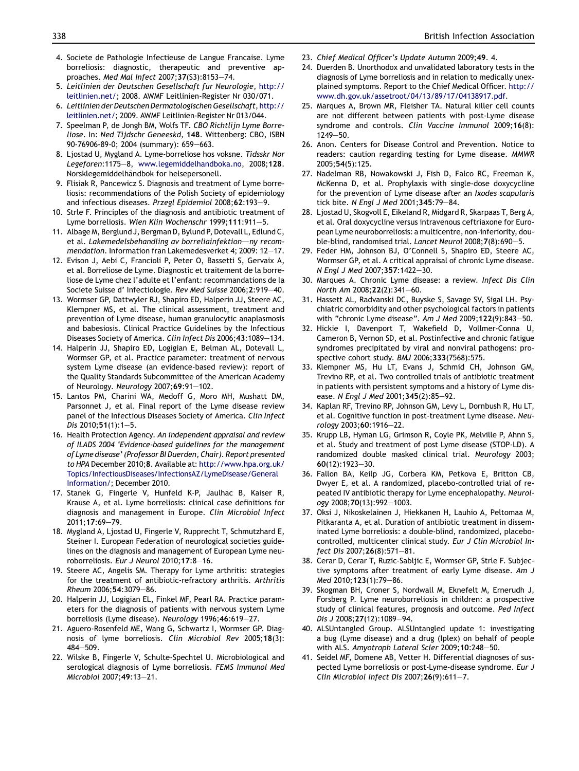4. Societe de Pathologie Infectieuse de Langue Francaise. Lyme borreliosis: diagnostic, therapeutic and preventive approaches. *Med Mal Infect* 2007;**37**(S3):8153–74.
5. *Leitlinien der Deutschen Gesellschaft fur Neurologie*, http://leitlinien.net/; 2008. AWMF Leitlinien-Register Nr 030/071.
6. *Leitlinien der Deutschen Dermatologischen Gesellschaft*, http://leitlinien.net/; 2009. AWMF Leitlinien-Register Nr 013/044.
7. Speelman P, de Jongh BM, Wolfs TF. *CBO Richtlijn Lyme Borreliose*. In: *Ned Tijdschr Geneeskd*, **148**. Wittenberg: CBO, ISBN 90-76906-89-0; 2004 (summary): 659–663.
8. Ljostad U, Mygland A. Lyme-borreliose hos voksne. *Tidsskr Nor Legeforen*:1175–8, www.legemiddelhandboka.no, 2008;**128**. Norsklegemiddelhåndbok for helsepersonell.
9. Flisiak R, Pancewicz S. Diagnosis and treatment of Lyme borreliosis: recommendations of the Polish Society of epidemiology and infectious diseases. *Przegl Epidemiol* 2008;**62**:193–9.
10. Strle F. Principles of the diagnosis and antibiotic treatment of Lyme borreliosis. *Wien Klin Wochenschr* 1999;**111**:911–5.
11. Albage M, Berglund J, Bergman D, Bylund P, Dotevall L, Edlund C, et al. *Lakemedelsbehandling av borreliainfektion—ny recommendation*. Information fran Lakemedesverket 4; 2009: 12–17.
12. Evison J, Aebi C, Francioli P, Peter O, Bassetti S, Gervaix A, et al. Borreliose de Lyme. Diagnostic et traitement de la borreliose de Lyme chez l'adulte et l'enfant: recommandations de la Societe Suisse d' Infectiologie. *Rev Med Suisse* 2006;**2**:919–40.
13. Wormser GP, Dattwyler RJ, Shapiro ED, Halperin JJ, Steere AC, Klempner MS, et al. The clinical assessment, treatment and prevention of Lyme disease, human granulocytic anaplasmosis and babesiosis. Clinical Practice Guidelines by the Infectious Diseases Society of America. *Clin Infect Dis* 2006;**43**:1089–134.
14. Halperin JJ, Shapiro ED, Logigian E, Belman AL, Dotevall L, Wormser GP, et al. Practice parameter: treatment of nervous system Lyme disease (an evidence-based review): report of the Quality Standards Subcommittee of the American Academy of Neurology. *Neurology* 2007;**69**:91–102.
15. Lantos PM, Charini WA, Medoff G, Moro MH, Mushatt DM, Parsonnet J, et al. Final report of the Lyme disease review panel of the Infectious Diseases Society of America. *Clin Infect Dis* 2010;**51**(1):1–5.
16. Health Protection Agency. *An independent appraisal and review of ILADS 2004 'Evidence-based guidelines for the management of Lyme disease' (Professor BI Duerden, Chair). Report presented to HPA* December 2010;**8**. Available at: http://www.hpa.org.uk/Topics/InfectiousDiseases/InfectionsAZ/LymeDisease/General Information/; December 2010.
17. Stanek G, Fingerle V, Hunfeld K-P, Jaulhac B, Kaiser R, Krause A, et al. Lyme borreliosis: clinical case definitions for diagnosis and management in Europe. *Clin Microbiol Infect* 2011;**17**:69–79.
18. Mygland A, Ljostad U, Fingerle V, Rupprecht T, Schmutzhard E, Steiner I. European Federation of neurological societies guidelines on the diagnosis and management of European Lyme neuroborreliosis. *Eur J Neurol* 2010;**17**:8–16.
19. Steere AC, Angelis SM. Therapy for Lyme arthritis: strategies for the treatment of antibiotic-refractory arthritis. *Arthritis Rheum* 2006;**54**:3079–86.
20. Halperin JJ, Logigian EL, Finkel MF, Pearl RA. Practice parameters for the diagnosis of patients with nervous system Lyme borreliosis (Lyme disease). *Neurology* 1996;**46**:619–27.
21. Aguero-Rosenfeld ME, Wang G, Schwartz I, Wormser GP. Diagnosis of lyme borreliosis. *Clin Microbiol Rev* 2005;**18**(3):484–509.
22. Wilske B, Fingerle V, Schulte-Spechtel U. Microbiological and serological diagnosis of Lyme borreliosis. *FEMS Immunol Med Microbiol* 2007;**49**:13–21.
23. *Chief Medical Officer's Update Autumn* 2009;**49**. 4.
24. Duerden B. Unorthodox and unvalidated laboratory tests in the diagnosis of Lyme borreliosis and in relation to medically unexplained symptoms. Report to the Chief Medical Officer. http://www.dh.gov.uk/assetroot/04/13/89/17/04138917.pdf.
25. Marques A, Brown MR, Fleisher TA. Natural killer cell counts are not different between patients with post-Lyme disease syndrome and controls. *Clin Vaccine Immunol* 2009;**16**(8):1249–50.
26. Anon. Centers for Disease Control and Prevention. Notice to readers: caution regarding testing for Lyme disease. *MMWR* 2005;**54**(5):125.
27. Nadelman RB, Nowakowski J, Fish D, Falco RC, Freeman K, McKenna D, et al. Prophylaxis with single-dose doxycycline for the prevention of Lyme disease after an *Ixodes scapularis* tick bite. *N Engl J Med* 2001;**345**:79–84.
28. Ljostad U, Skogvoll E, Eikeland R, Midgard R, Skarpaas T, Berg A, et al. Oral doxycycline versus intravenous ceftriaxone for European Lyme neuroborreliosis: a multicentre, non-inferiority, double-blind, randomised trial. *Lancet Neurol* 2008;**7**(8):690–5.
29. Feder HM, Johnson BJ, O'Connell S, Shapiro ED, Steere AC, Wormser GP, et al. A critical appraisal of chronic Lyme disease. *N Engl J Med* 2007;**357**:1422–30.
30. Marques A. Chronic Lyme disease: a review. *Infect Dis Clin North Am* 2008;**22**(2):341–60.
31. Hassett AL, Radvanski DC, Buyske S, Savage SV, Sigal LH. Psychiatric comorbidity and other psychological factors in patients with "chronic Lyme disease". *Am J Med* 2009;**122**(9):843–50.
32. Hickie I, Davenport T, Wakefield D, Vollmer-Conna U, Cameron B, Vernon SD, et al. Postinfective and chronic fatigue syndromes precipitated by viral and nonviral pathogens: prospective cohort study. *BMJ* 2006;**333**(7568):575.
33. Klempner MS, Hu LT, Evans J, Schmid CH, Johnson GM, Trevino RP, et al. Two controlled trials of antibiotic treatment in patients with persistent symptoms and a history of Lyme disease. *N Engl J Med* 2001;**345**(2):85–92.
34. Kaplan RF, Trevino RP, Johnson GM, Levy L, Dornbush R, Hu LT, et al. Cognitive function in post-treatment Lyme disease. *Neurology* 2003;**60**:1916–22.
35. Krupp LB, Hyman LG, Grimson R, Coyle PK, Melville P, Ahnn S, et al. Study and treatment of post Lyme disease (STOP-LD). A randomized double masked clinical trial. *Neurology* 2003;**60**(12):1923–30.
36. Fallon BA, Keilp JG, Corbera KM, Petkova E, Britton CB, Dwyer E, et al. A randomized, placebo-controlled trial of repeated IV antibiotic therapy for Lyme encephalopathy. *Neurology* 2008;**70**(13):992–1003.
37. Oksi J, Nikoskelainen J, Hiekkanen H, Lauhio A, Peltomaa M, Pitkaranta A, et al. Duration of antibiotic treatment in disseminated Lyme borreliosis: a double-blind, randomized, placebo-controlled, multicenter clinical study. *Eur J Clin Microbiol Infect Dis* 2007;**26**(8):571–81.
38. Cerar D, Cerar T, Ruzic-Sabljic E, Wormser GP, Strle F. Subjective symptoms after treatment of early Lyme disease. *Am J Med* 2010;**123**(1):79–86.
39. Skogman BH, Croner S, Nordwall M, Eknefelt M, Ernerudh J, Forsberg P. Lyme neuroborreliosis in children: a prospective study of clinical features, prognosis and outcome. *Ped Infect Dis J* 2008;**27**(12):1089–94.
40. ALSUntangled Group. ALSUntangled update 1: investigating a bug (Lyme disease) and a drug (Iplex) on behalf of people with ALS. *Amyotroph Lateral Scler* 2009;**10**:248–50.
41. Seidel MF, Domene AB, Vetter H. Differential diagnoses of suspected Lyme borreliosis or post-Lyme-disease syndrome. *Eur J Clin Microbiol Infect Dis* 2007;**26**(9):611–7.